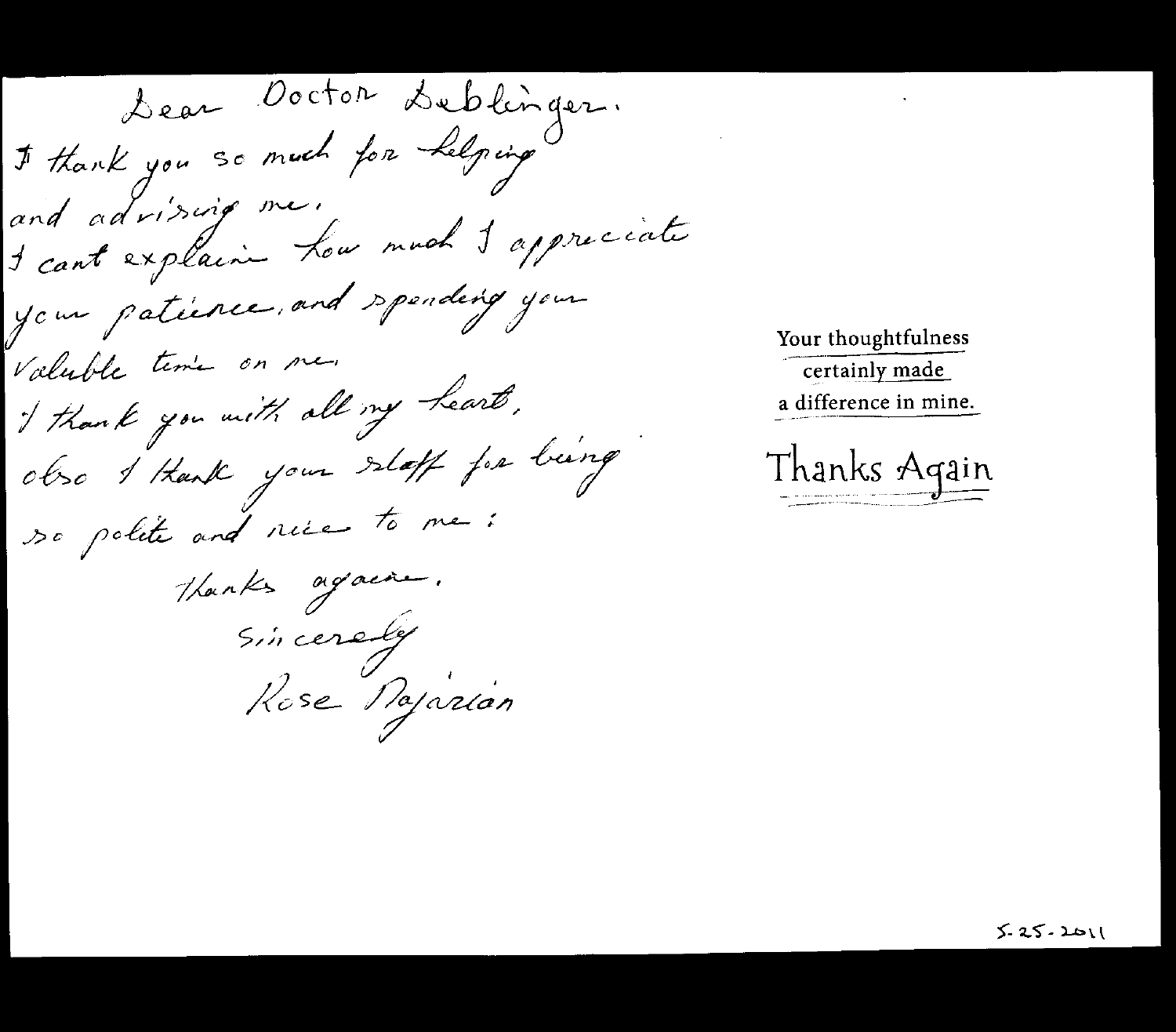Dear Doctor Deblinger.
I thank you so much for helping
and advising me.
I cant explain how much I appreciate
your patience, and spending your
valuble time on me.
I thank you with all my heart.
also I thank your staff for being
so polite and nice to me:

Thanks again.
Sincerely
Rose Najarian

Your thoughtfulness
certainly made
a difference in mine.

Thanks Again

5-25-2011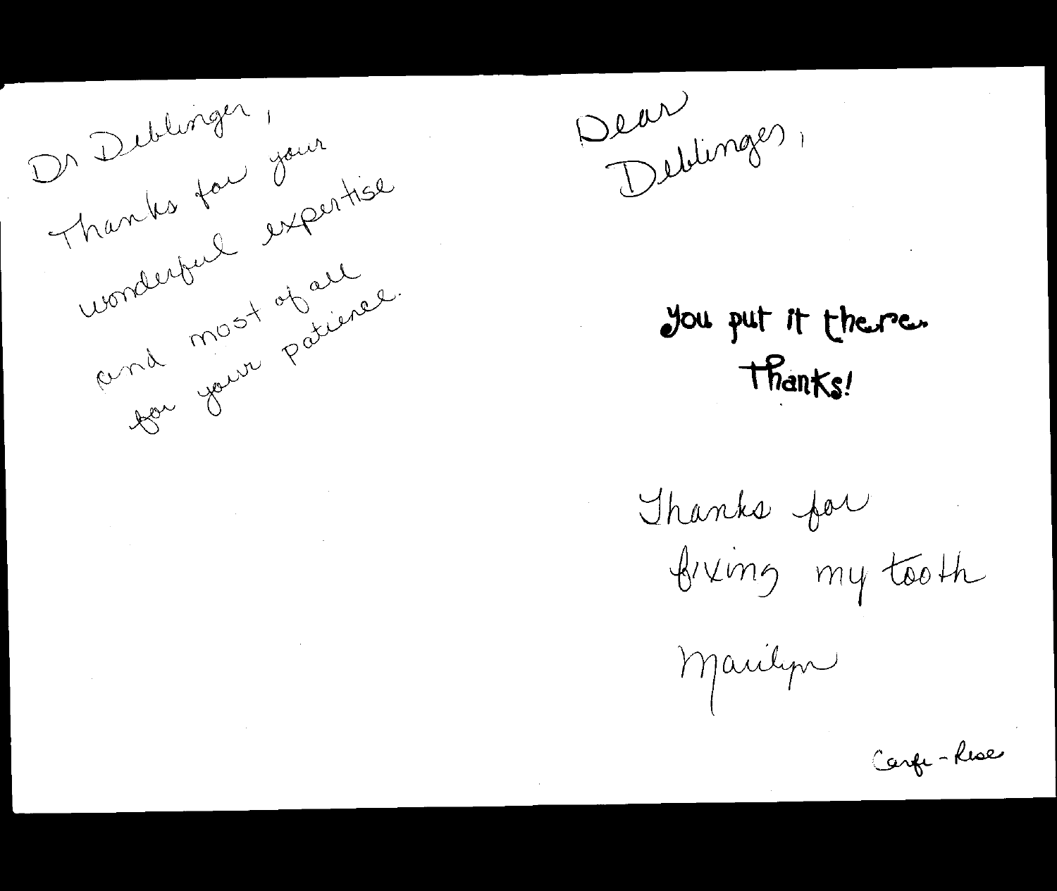Dr Deblinger,

Thanks for your wonderful expertise and most of all for your patience.

Dear Deblinger,

You put it there.

Thanks!

Thanks for fixing my tooth

Marilyn

Carfe - Rose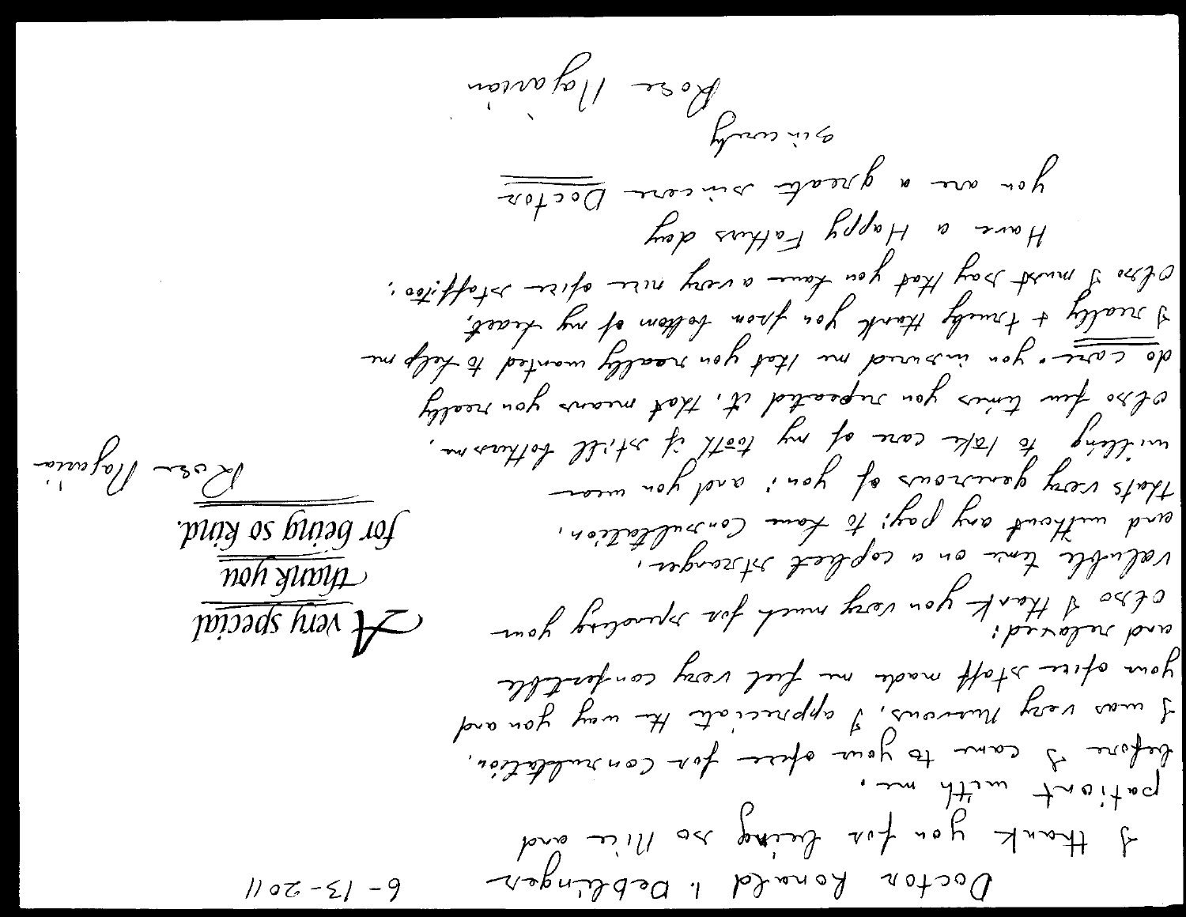Doctor Ronald I. Deblinger    6-13-2011

I thank you for being so nice and patient with me.
before I came to your office for consultation, I was very nervous, I appreciate the way you and your office staff made me feel very comfortable and relaxed;
also I thank you very much for spending your valuable time on a complete stranger, and without any pay; to have consultation,
that's very generous of you; and you were willing to take care of my tooth if still bothers me,
also few times you repeated it, that means you really do care. you assured me that you really wanted to help me
I really + truly thank you from bottom of my heart,
also I must say that you have a very nice office staff, too;

Have a Happy Fathers day

you are a great sincere Doctor

sincerely

Rose Nazarian

A very special thank you for being so kind.

Rose Nazarian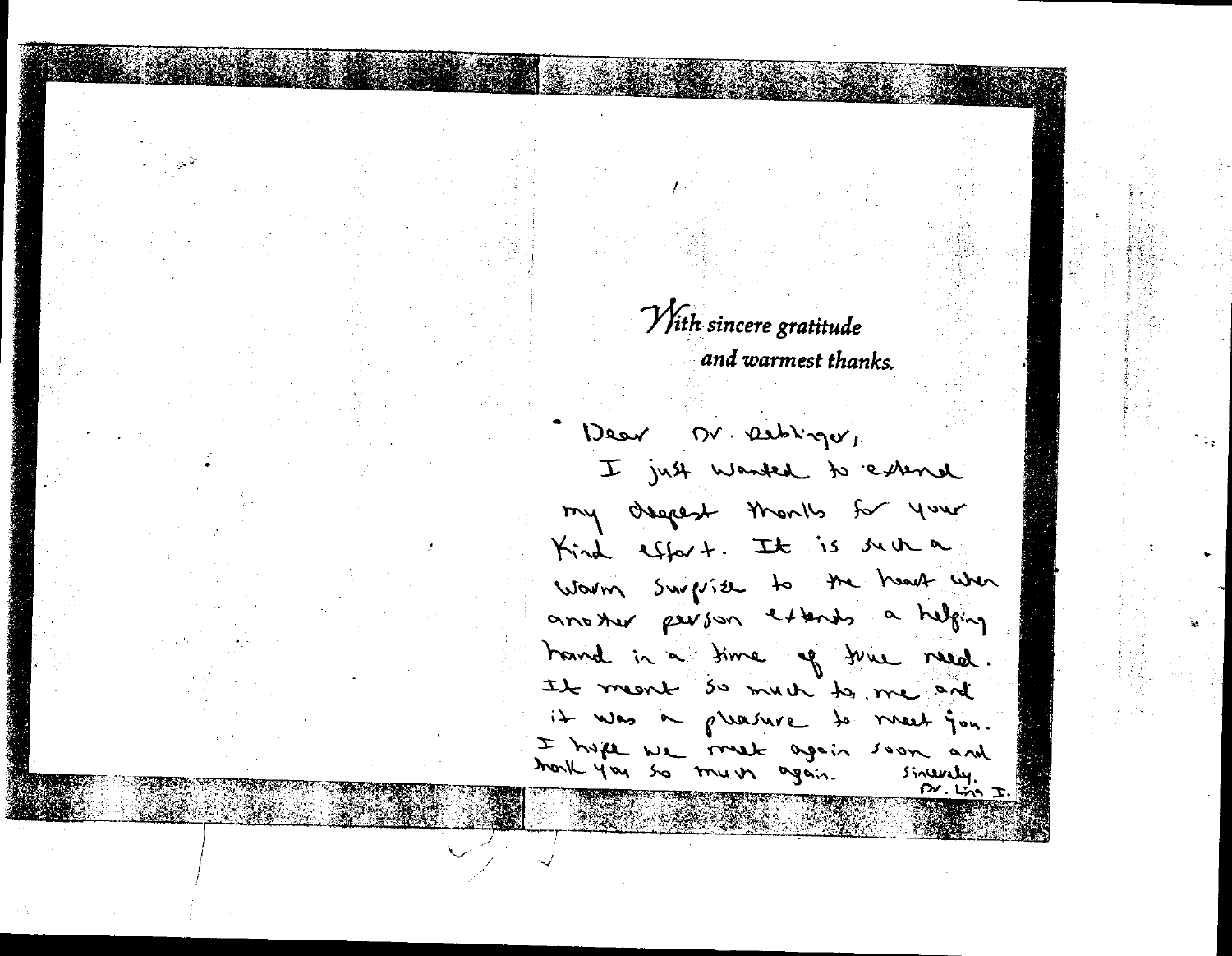*With sincere gratitude and warmest thanks.*

Dear Dr. Rebinger,

I just wanted to extend my deepest thanks for your kind effort. It is such a warm surprise to the heart when another person extends a helping hand in a time of true need. It meant so much to me and it was a pleasure to meet you. I hope we meet again soon and thank you so much again.

Sincerely,
Dr. Lina I.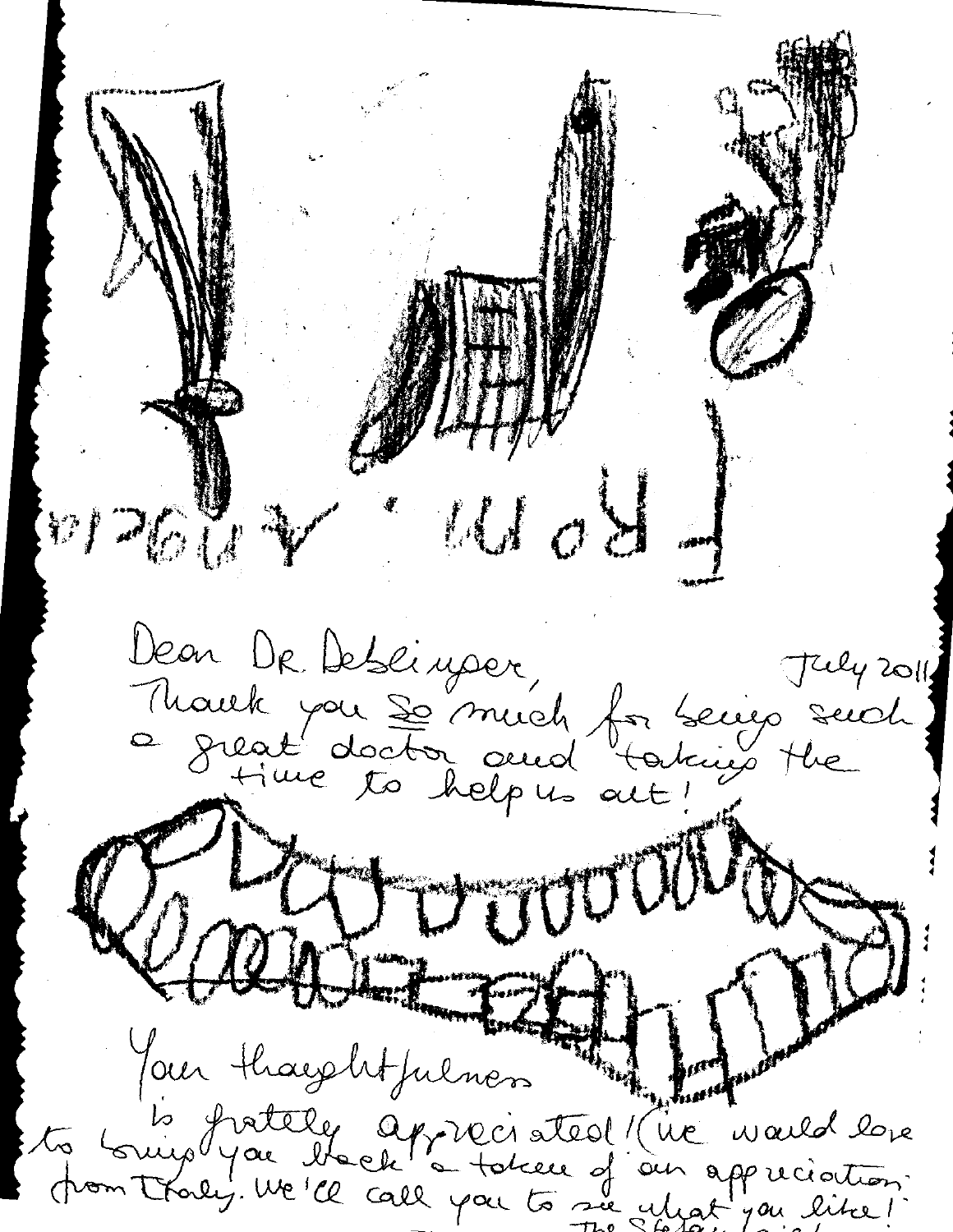FROM: Angela

Dear Dr. Deblinger, July 2011

Thank you So much for being such a great doctor and taking the time to help us out!

Your thoughtfulness is greatly appreciated! (We would love to bring you back a token of our appreciation from Italy. We'll call you to see what you like!

The Stefan...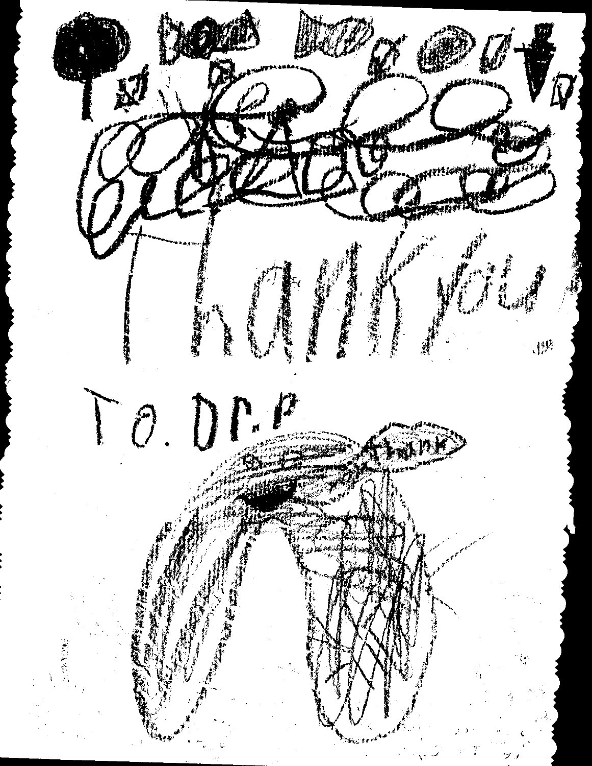Thank you

To. Dr. P